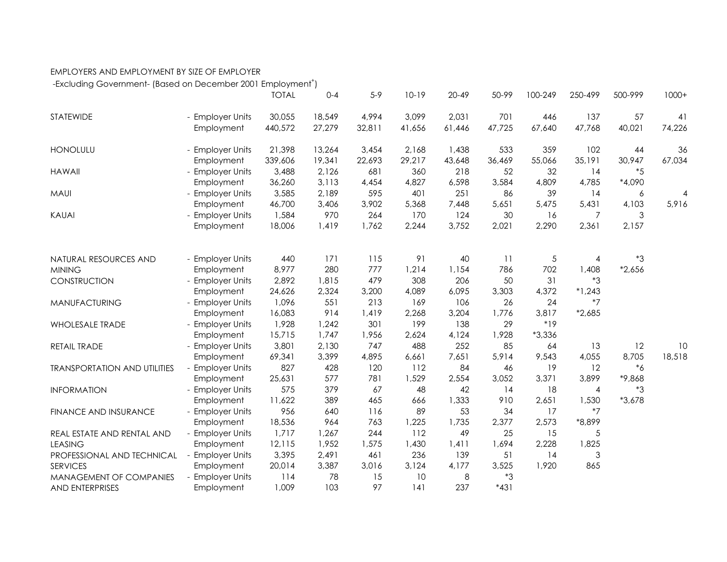EMPLOYERS AND EMPLOYMENT BY SIZE OF EMPLOYER

-Excluding Government- (Based on December 2001 Employment[+])

| | | TOTAL | 0-4 | 5-9 | 10-19 | 20-49 | 50-99 | 100-249 | 250-499 | 500-999 | 1000+ |
|---|---|---|---|---|---|---|---|---|---|---|---|
| STATEWIDE | - Employer Units | 30,055 | 18,549 | 4,994 | 3,099 | 2,031 | 701 | 446 | 137 | 57 | 41 |
| | Employment | 440,572 | 27,279 | 32,811 | 41,656 | 61,446 | 47,725 | 67,640 | 47,768 | 40,021 | 74,226 |
| HONOLULU | - Employer Units | 21,398 | 13,264 | 3,454 | 2,168 | 1,438 | 533 | 359 | 102 | 44 | 36 |
| | Employment | 339,606 | 19,341 | 22,693 | 29,217 | 43,648 | 36,469 | 55,066 | 35,191 | 30,947 | 67,034 |
| HAWAII | - Employer Units | 3,488 | 2,126 | 681 | 360 | 218 | 52 | 32 | 14 | *5 | |
| | Employment | 36,260 | 3,113 | 4,454 | 4,827 | 6,598 | 3,584 | 4,809 | 4,785 | *4,090 | |
| MAUI | - Employer Units | 3,585 | 2,189 | 595 | 401 | 251 | 86 | 39 | 14 | 6 | 4 |
| | Employment | 46,700 | 3,406 | 3,902 | 5,368 | 7,448 | 5,651 | 5,475 | 5,431 | 4,103 | 5,916 |
| KAUAI | - Employer Units | 1,584 | 970 | 264 | 170 | 124 | 30 | 16 | 7 | 3 | |
| | Employment | 18,006 | 1,419 | 1,762 | 2,244 | 3,752 | 2,021 | 2,290 | 2,361 | 2,157 | |
| NATURAL RESOURCES AND | - Employer Units | 440 | 171 | 115 | 91 | 40 | 11 | 5 | 4 | *3 | |
| MINING | Employment | 8,977 | 280 | 777 | 1,214 | 1,154 | 786 | 702 | 1,408 | *2,656 | |
| CONSTRUCTION | - Employer Units | 2,892 | 1,815 | 479 | 308 | 206 | 50 | 31 | *3 | | |
| | Employment | 24,626 | 2,324 | 3,200 | 4,089 | 6,095 | 3,303 | 4,372 | *1,243 | | |
| MANUFACTURING | - Employer Units | 1,096 | 551 | 213 | 169 | 106 | 26 | 24 | *7 | | |
| | Employment | 16,083 | 914 | 1,419 | 2,268 | 3,204 | 1,776 | 3,817 | *2,685 | | |
| WHOLESALE TRADE | - Employer Units | 1,928 | 1,242 | 301 | 199 | 138 | 29 | *19 | | | |
| | Employment | 15,715 | 1,747 | 1,956 | 2,624 | 4,124 | 1,928 | *3,336 | | | |
| RETAIL TRADE | - Employer Units | 3,801 | 2,130 | 747 | 488 | 252 | 85 | 64 | 13 | 12 | 10 |
| | Employment | 69,341 | 3,399 | 4,895 | 6,661 | 7,651 | 5,914 | 9,543 | 4,055 | 8,705 | 18,518 |
| TRANSPORTATION AND UTILITIES | - Employer Units | 827 | 428 | 120 | 112 | 84 | 46 | 19 | 12 | *6 | |
| | Employment | 25,631 | 577 | 781 | 1,529 | 2,554 | 3,052 | 3,371 | 3,899 | *9,868 | |
| INFORMATION | - Employer Units | 575 | 379 | 67 | 48 | 42 | 14 | 18 | 4 | *3 | |
| | Employment | 11,622 | 389 | 465 | 666 | 1,333 | 910 | 2,651 | 1,530 | *3,678 | |
| FINANCE AND INSURANCE | - Employer Units | 956 | 640 | 116 | 89 | 53 | 34 | 17 | *7 | | |
| | Employment | 18,536 | 964 | 763 | 1,225 | 1,735 | 2,377 | 2,573 | *8,899 | | |
| REAL ESTATE AND RENTAL AND | - Employer Units | 1,717 | 1,267 | 244 | 112 | 49 | 25 | 15 | 5 | | |
| LEASING | Employment | 12,115 | 1,952 | 1,575 | 1,430 | 1,411 | 1,694 | 2,228 | 1,825 | | |
| PROFESSIONAL AND TECHNICAL | - Employer Units | 3,395 | 2,491 | 461 | 236 | 139 | 51 | 14 | 3 | | |
| SERVICES | Employment | 20,014 | 3,387 | 3,016 | 3,124 | 4,177 | 3,525 | 1,920 | 865 | | |
| MANAGEMENT OF COMPANIES | - Employer Units | 114 | 78 | 15 | 10 | 8 | *3 | | | | |
| AND ENTERPRISES | Employment | 1,009 | 103 | 97 | 141 | 237 | *431 | | | | |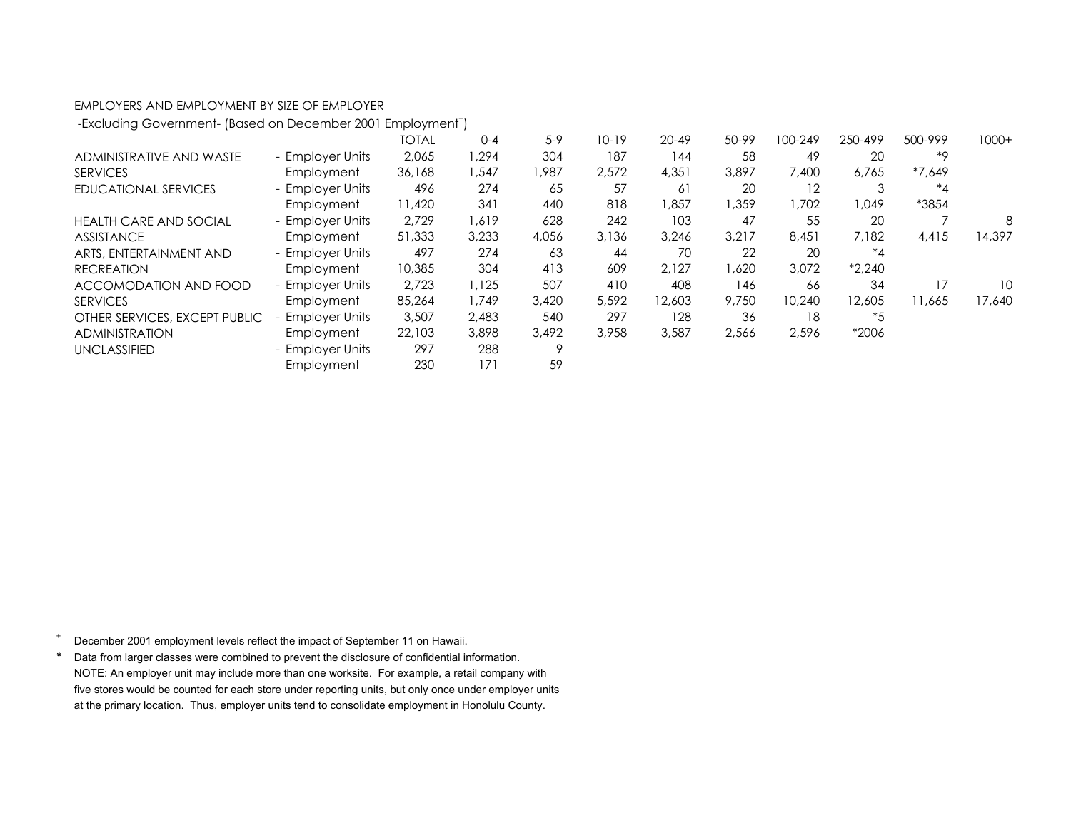EMPLOYERS AND EMPLOYMENT BY SIZE OF EMPLOYER

-Excluding Government- (Based on December 2001 Employment[+])

| | | TOTAL | 0-4 | 5-9 | 10-19 | 20-49 | 50-99 | 100-249 | 250-499 | 500-999 | 1000+ |
|---|---|---|---|---|---|---|---|---|---|---|---|
| ADMINISTRATIVE AND WASTE | - Employer Units | 2,065 | 1,294 | 304 | 187 | 144 | 58 | 49 | 20 | *9 | |
| SERVICES | Employment | 36,168 | 1,547 | 1,987 | 2,572 | 4,351 | 3,897 | 7,400 | 6,765 | *7,649 | |
| EDUCATIONAL SERVICES | - Employer Units | 496 | 274 | 65 | 57 | 61 | 20 | 12 | 3 | *4 | |
| | Employment | 11,420 | 341 | 440 | 818 | 1,857 | 1,359 | 1,702 | 1,049 | *3854 | |
| HEALTH CARE AND SOCIAL | - Employer Units | 2,729 | 1,619 | 628 | 242 | 103 | 47 | 55 | 20 | 7 | 8 |
| ASSISTANCE | Employment | 51,333 | 3,233 | 4,056 | 3,136 | 3,246 | 3,217 | 8,451 | 7,182 | 4,415 | 14,397 |
| ARTS, ENTERTAINMENT AND | - Employer Units | 497 | 274 | 63 | 44 | 70 | 22 | 20 | *4 | | |
| RECREATION | Employment | 10,385 | 304 | 413 | 609 | 2,127 | 1,620 | 3,072 | *2,240 | | |
| ACCOMODATION AND FOOD | - Employer Units | 2,723 | 1,125 | 507 | 410 | 408 | 146 | 66 | 34 | 17 | 10 |
| SERVICES | Employment | 85,264 | 1,749 | 3,420 | 5,592 | 12,603 | 9,750 | 10,240 | 12,605 | 11,665 | 17,640 |
| OTHER SERVICES, EXCEPT PUBLIC | - Employer Units | 3,507 | 2,483 | 540 | 297 | 128 | 36 | 18 | *5 | | |
| ADMINISTRATION | Employment | 22,103 | 3,898 | 3,492 | 3,958 | 3,587 | 2,566 | 2,596 | *2006 | | |
| UNCLASSIFIED | - Employer Units | 297 | 288 | 9 | | | | | | | |
| | Employment | 230 | 171 | 59 | | | | | | | |

[+] December 2001 employment levels reflect the impact of September 11 on Hawaii.

\* Data from larger classes were combined to prevent the disclosure of confidential information.

NOTE: An employer unit may include more than one worksite. For example, a retail company with five stores would be counted for each store under reporting units, but only once under employer units at the primary location. Thus, employer units tend to consolidate employment in Honolulu County.